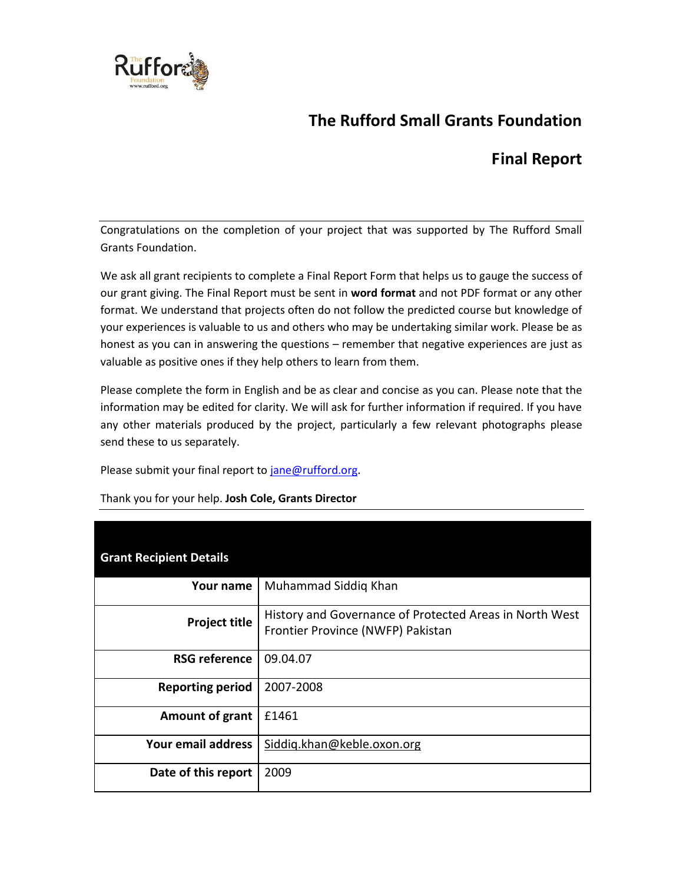# The Rufford Small Grants Foundation

# Final Report

Congratulations on the completion of your project that was supported by The Rufford Small Grants Foundation.

We ask all grant recipients to complete a Final Report Form that helps us to gauge the success of our grant giving. The Final Report must be sent in **word format** and not PDF format or any other format. We understand that projects often do not follow the predicted course but knowledge of your experiences is valuable to us and others who may be undertaking similar work. Please be as honest as you can in answering the questions – remember that negative experiences are just as valuable as positive ones if they help others to learn from them.

Please complete the form in English and be as clear and concise as you can. Please note that the information may be edited for clarity. We will ask for further information if required. If you have any other materials produced by the project, particularly a few relevant photographs please send these to us separately.

Please submit your final report to jane@rufford.org.

Thank you for your help. **Josh Cole, Grants Director**

| **Grant Recipient Details** | |
|---|---|
| **Your name** | Muhammad Siddiq Khan |
| **Project title** | History and Governance of Protected Areas in North West Frontier Province (NWFP) Pakistan |
| **RSG reference** | 09.04.07 |
| **Reporting period** | 2007-2008 |
| **Amount of grant** | £1461 |
| **Your email address** | Siddiq.khan@keble.oxon.org |
| **Date of this report** | 2009 |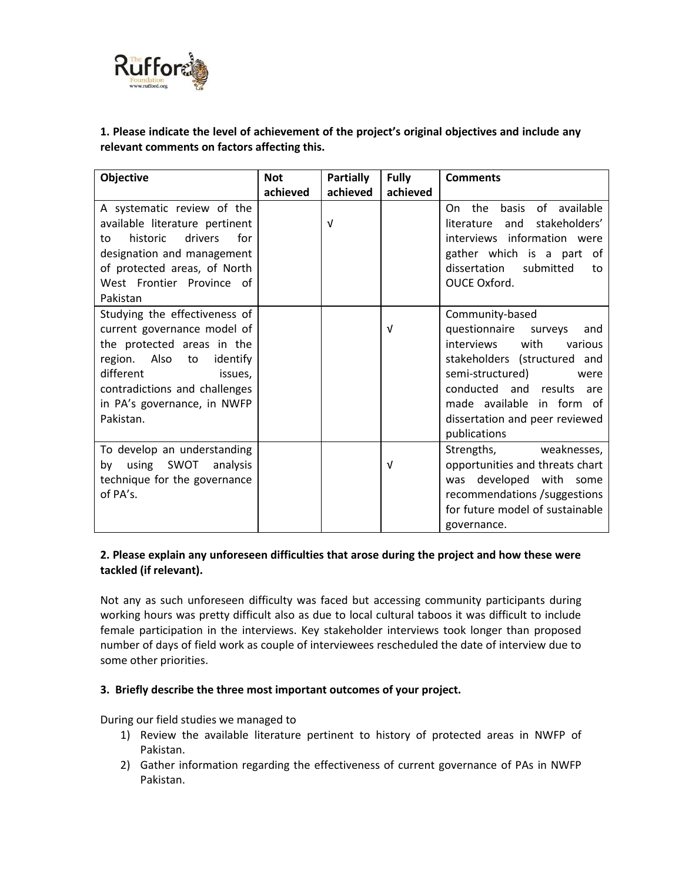**1. Please indicate the level of achievement of the project's original objectives and include any relevant comments on factors affecting this.**

| Objective | Not achieved | Partially achieved | Fully achieved | Comments |
|---|---|---|---|---|
| A systematic review of the available literature pertinent to historic drivers for designation and management of protected areas, of North West Frontier Province of Pakistan | | √ | | On the basis of available literature and stakeholders' interviews information were gather which is a part of dissertation submitted to OUCE Oxford. |
| Studying the effectiveness of current governance model of the protected areas in the region. Also to identify different issues, contradictions and challenges in PA's governance, in NWFP Pakistan. | | | √ | Community-based questionnaire surveys and interviews with various stakeholders (structured and semi-structured) were conducted and results are made available in form of dissertation and peer reviewed publications |
| To develop an understanding by using SWOT analysis technique for the governance of PA's. | | | √ | Strengths, weaknesses, opportunities and threats chart was developed with some recommendations /suggestions for future model of sustainable governance. |

**2. Please explain any unforeseen difficulties that arose during the project and how these were tackled (if relevant).**

Not any as such unforeseen difficulty was faced but accessing community participants during working hours was pretty difficult also as due to local cultural taboos it was difficult to include female participation in the interviews. Key stakeholder interviews took longer than proposed number of days of field work as couple of interviewees rescheduled the date of interview due to some other priorities.

**3. Briefly describe the three most important outcomes of your project.**

During our field studies we managed to

1) Review the available literature pertinent to history of protected areas in NWFP of Pakistan.
2) Gather information regarding the effectiveness of current governance of PAs in NWFP Pakistan.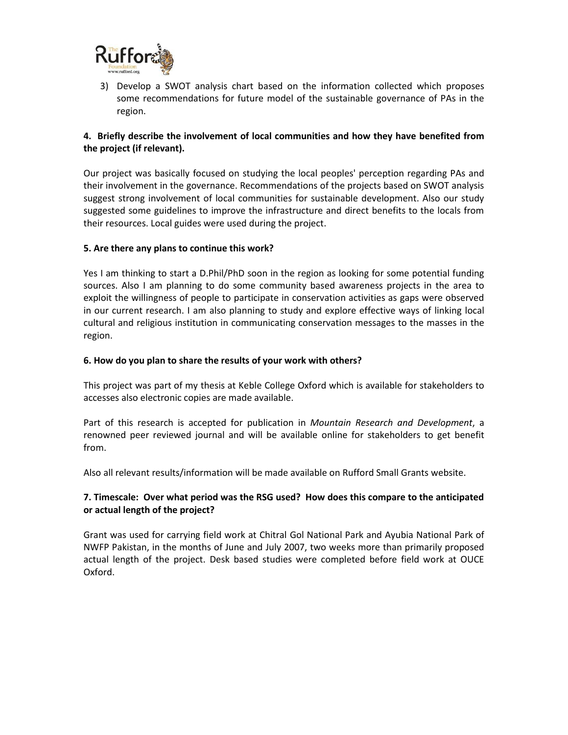3) Develop a SWOT analysis chart based on the information collected which proposes some recommendations for future model of the sustainable governance of PAs in the region.

**4. Briefly describe the involvement of local communities and how they have benefited from the project (if relevant).**

Our project was basically focused on studying the local peoples' perception regarding PAs and their involvement in the governance. Recommendations of the projects based on SWOT analysis suggest strong involvement of local communities for sustainable development. Also our study suggested some guidelines to improve the infrastructure and direct benefits to the locals from their resources. Local guides were used during the project.

**5. Are there any plans to continue this work?**

Yes I am thinking to start a D.Phil/PhD soon in the region as looking for some potential funding sources. Also I am planning to do some community based awareness projects in the area to exploit the willingness of people to participate in conservation activities as gaps were observed in our current research. I am also planning to study and explore effective ways of linking local cultural and religious institution in communicating conservation messages to the masses in the region.

**6. How do you plan to share the results of your work with others?**

This project was part of my thesis at Keble College Oxford which is available for stakeholders to accesses also electronic copies are made available.

Part of this research is accepted for publication in *Mountain Research and Development*, a renowned peer reviewed journal and will be available online for stakeholders to get benefit from.

Also all relevant results/information will be made available on Rufford Small Grants website.

**7. Timescale: Over what period was the RSG used? How does this compare to the anticipated or actual length of the project?**

Grant was used for carrying field work at Chitral Gol National Park and Ayubia National Park of NWFP Pakistan, in the months of June and July 2007, two weeks more than primarily proposed actual length of the project. Desk based studies were completed before field work at OUCE Oxford.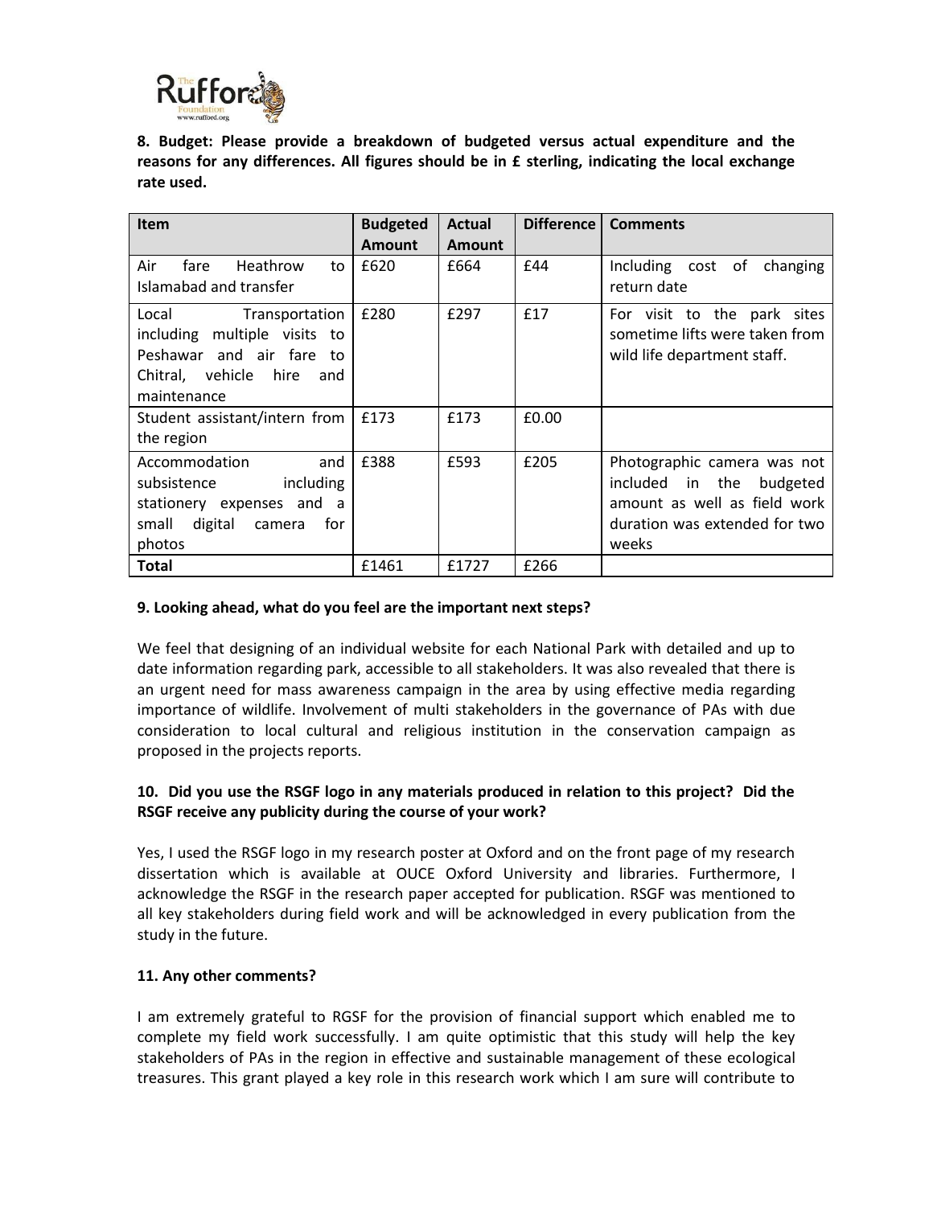**8. Budget: Please provide a breakdown of budgeted versus actual expenditure and the reasons for any differences. All figures should be in £ sterling, indicating the local exchange rate used.**

| Item | Budgeted Amount | Actual Amount | Difference | Comments |
|---|---|---|---|---|
| Air fare Heathrow to Islamabad and transfer | £620 | £664 | £44 | Including cost of changing return date |
| Local Transportation including multiple visits to Peshawar and air fare to Chitral, vehicle hire and maintenance | £280 | £297 | £17 | For visit to the park sites sometime lifts were taken from wild life department staff. |
| Student assistant/intern from the region | £173 | £173 | £0.00 | |
| Accommodation and subsistence including stationery expenses and a small digital camera for photos | £388 | £593 | £205 | Photographic camera was not included in the budgeted amount as well as field work duration was extended for two weeks |
| **Total** | £1461 | £1727 | £266 | |

**9. Looking ahead, what do you feel are the important next steps?**

We feel that designing of an individual website for each National Park with detailed and up to date information regarding park, accessible to all stakeholders. It was also revealed that there is an urgent need for mass awareness campaign in the area by using effective media regarding importance of wildlife. Involvement of multi stakeholders in the governance of PAs with due consideration to local cultural and religious institution in the conservation campaign as proposed in the projects reports.

**10. Did you use the RSGF logo in any materials produced in relation to this project? Did the RSGF receive any publicity during the course of your work?**

Yes, I used the RSGF logo in my research poster at Oxford and on the front page of my research dissertation which is available at OUCE Oxford University and libraries. Furthermore, I acknowledge the RSGF in the research paper accepted for publication. RSGF was mentioned to all key stakeholders during field work and will be acknowledged in every publication from the study in the future.

**11. Any other comments?**

I am extremely grateful to RGSF for the provision of financial support which enabled me to complete my field work successfully. I am quite optimistic that this study will help the key stakeholders of PAs in the region in effective and sustainable management of these ecological treasures. This grant played a key role in this research work which I am sure will contribute to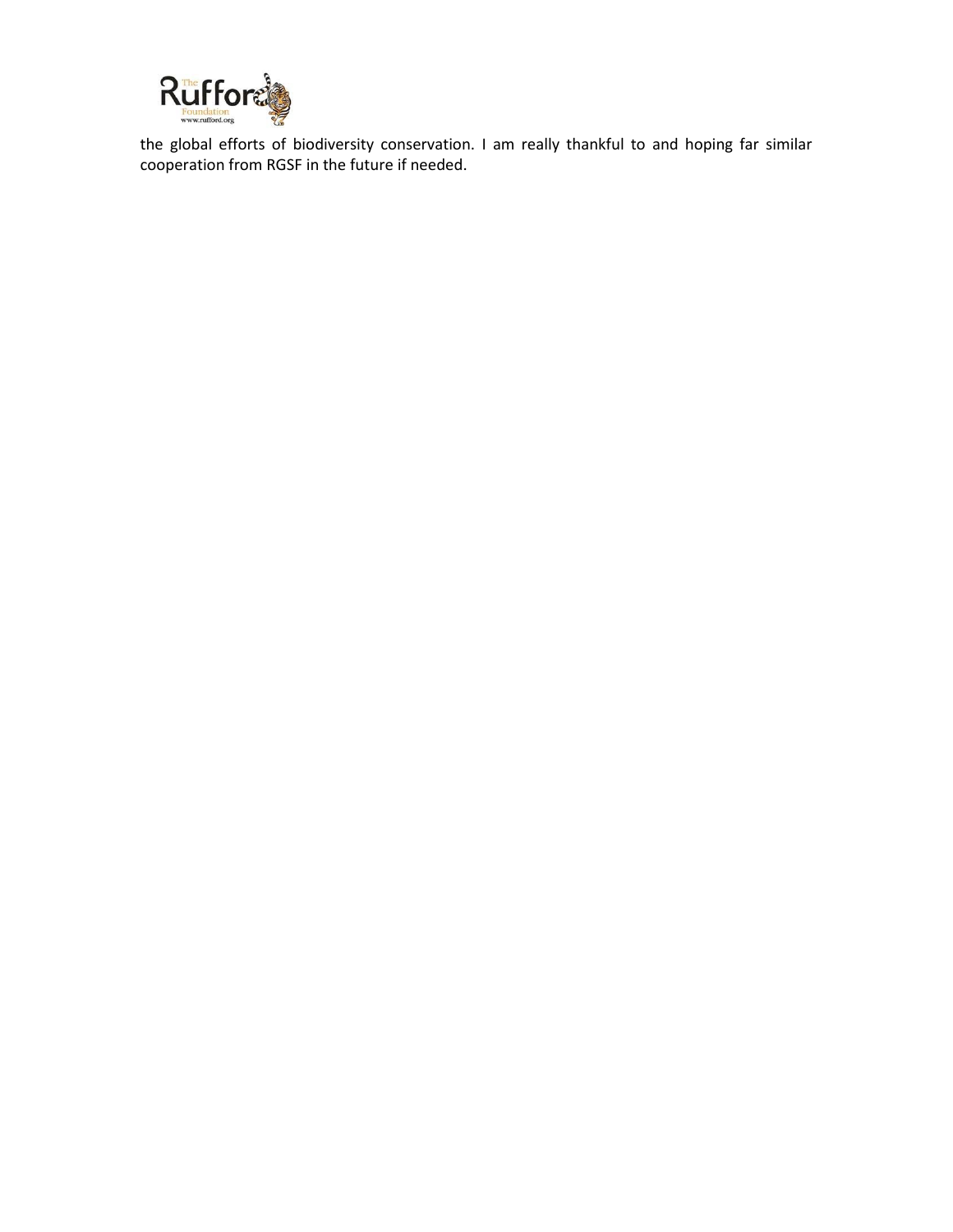the global efforts of biodiversity conservation. I am really thankful to and hoping far similar cooperation from RGSF in the future if needed.